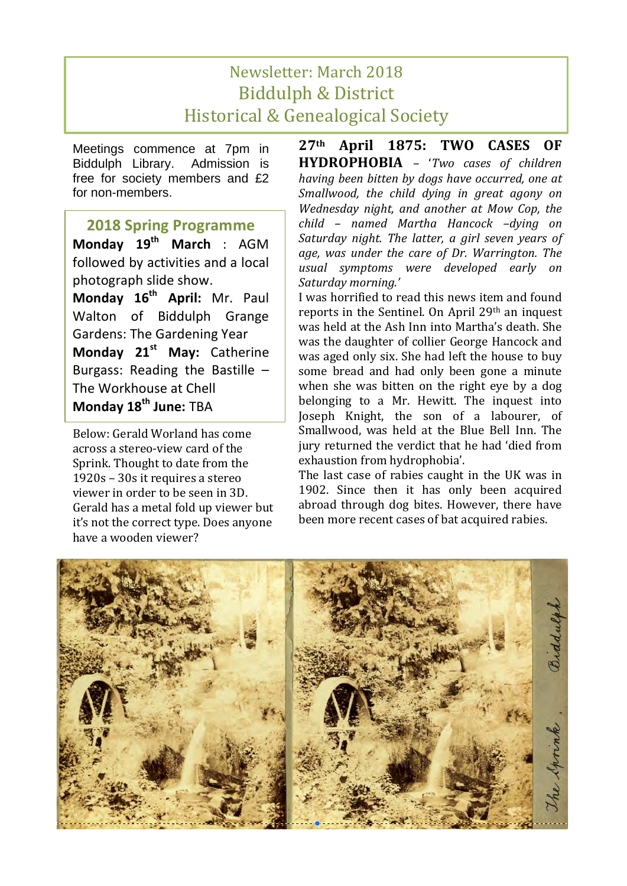# Newsletter: March 2018
# Biddulph & District
# Historical & Genealogical Society

Meetings commence at 7pm in Biddulph Library. Admission is free for society members and £2 for non-members.

## 2018 Spring Programme

**Monday 19th March** : AGM followed by activities and a local photograph slide show.

**Monday 16th April:** Mr. Paul Walton of Biddulph Grange Gardens: The Gardening Year

**Monday 21st May:** Catherine Burgass: Reading the Bastille – The Workhouse at Chell

**Monday 18th June:** TBA

Below: Gerald Worland has come across a stereo-view card of the Sprink. Thought to date from the 1920s – 30s it requires a stereo viewer in order to be seen in 3D. Gerald has a metal fold up viewer but it's not the correct type. Does anyone have a wooden viewer?

**27th April 1875: TWO CASES OF HYDROPHOBIA** – '*Two cases of children having been bitten by dogs have occurred, one at Smallwood, the child dying in great agony on Wednesday night, and another at Mow Cop, the child – named Martha Hancock –dying on Saturday night. The latter, a girl seven years of age, was under the care of Dr. Warrington. The usual symptoms were developed early on Saturday morning.'*

I was horrified to read this news item and found reports in the Sentinel. On April 29th an inquest was held at the Ash Inn into Martha's death. She was the daughter of collier George Hancock and was aged only six. She had left the house to buy some bread and had only been gone a minute when she was bitten on the right eye by a dog belonging to a Mr. Hewitt. The inquest into Joseph Knight, the son of a labourer, of Smallwood, was held at the Blue Bell Inn. The jury returned the verdict that he had 'died from exhaustion from hydrophobia'.

The last case of rabies caught in the UK was in 1902. Since then it has only been acquired abroad through dog bites. However, there have been more recent cases of bat acquired rabies.

The Sprink, Biddulph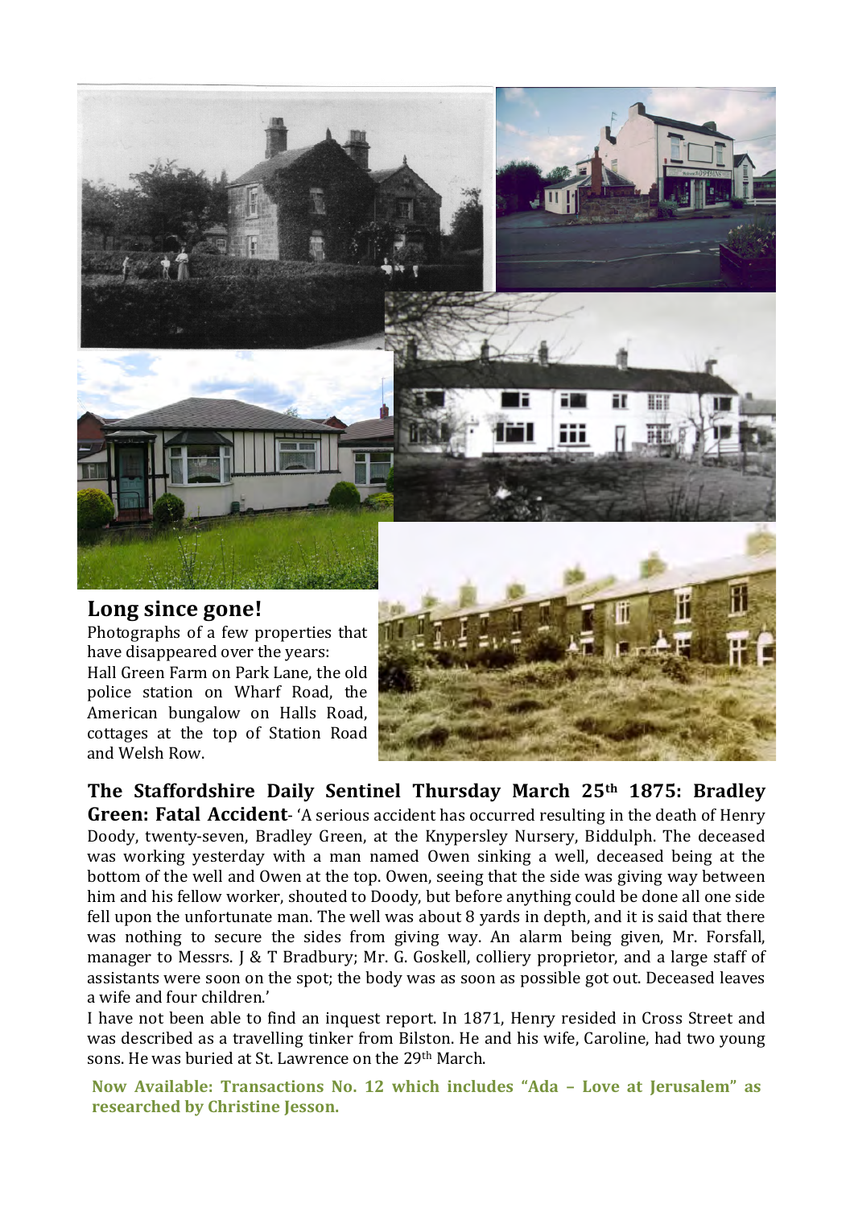## Long since gone!

Photographs of a few properties that have disappeared over the years: Hall Green Farm on Park Lane, the old police station on Wharf Road, the American bungalow on Halls Road, cottages at the top of Station Road and Welsh Row.

**The Staffordshire Daily Sentinel Thursday March 25th 1875: Bradley Green: Fatal Accident**- 'A serious accident has occurred resulting in the death of Henry Doody, twenty-seven, Bradley Green, at the Knypersley Nursery, Biddulph. The deceased was working yesterday with a man named Owen sinking a well, deceased being at the bottom of the well and Owen at the top. Owen, seeing that the side was giving way between him and his fellow worker, shouted to Doody, but before anything could be done all one side fell upon the unfortunate man. The well was about 8 yards in depth, and it is said that there was nothing to secure the sides from giving way. An alarm being given, Mr. Forsfall, manager to Messrs. J & T Bradbury; Mr. G. Goskell, colliery proprietor, and a large staff of assistants were soon on the spot; the body was as soon as possible got out. Deceased leaves a wife and four children.'

I have not been able to find an inquest report. In 1871, Henry resided in Cross Street and was described as a travelling tinker from Bilston. He and his wife, Caroline, had two young sons. He was buried at St. Lawrence on the 29th March.

**Now Available: Transactions No. 12 which includes "Ada – Love at Jerusalem" as researched by Christine Jesson.**